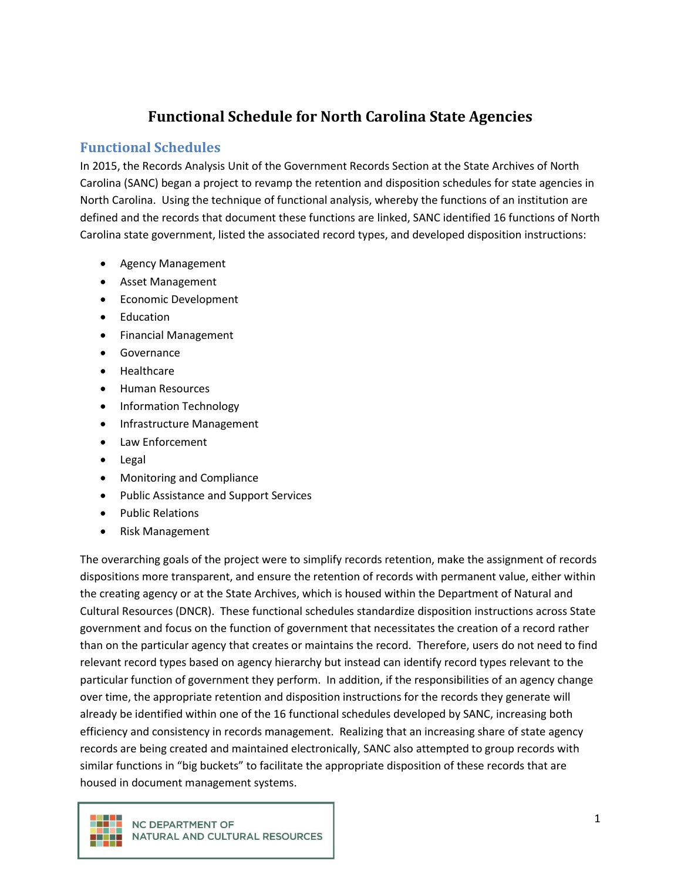# Functional Schedule for North Carolina State Agencies

## Functional Schedules

In 2015, the Records Analysis Unit of the Government Records Section at the State Archives of North Carolina (SANC) began a project to revamp the retention and disposition schedules for state agencies in North Carolina. Using the technique of functional analysis, whereby the functions of an institution are defined and the records that document these functions are linked, SANC identified 16 functions of North Carolina state government, listed the associated record types, and developed disposition instructions:

- Agency Management
- Asset Management
- Economic Development
- Education
- Financial Management
- Governance
- Healthcare
- Human Resources
- Information Technology
- Infrastructure Management
- Law Enforcement
- Legal
- Monitoring and Compliance
- Public Assistance and Support Services
- Public Relations
- Risk Management

The overarching goals of the project were to simplify records retention, make the assignment of records dispositions more transparent, and ensure the retention of records with permanent value, either within the creating agency or at the State Archives, which is housed within the Department of Natural and Cultural Resources (DNCR). These functional schedules standardize disposition instructions across State government and focus on the function of government that necessitates the creation of a record rather than on the particular agency that creates or maintains the record. Therefore, users do not need to find relevant record types based on agency hierarchy but instead can identify record types relevant to the particular function of government they perform. In addition, if the responsibilities of an agency change over time, the appropriate retention and disposition instructions for the records they generate will already be identified within one of the 16 functional schedules developed by SANC, increasing both efficiency and consistency in records management. Realizing that an increasing share of state agency records are being created and maintained electronically, SANC also attempted to group records with similar functions in "big buckets" to facilitate the appropriate disposition of these records that are housed in document management systems.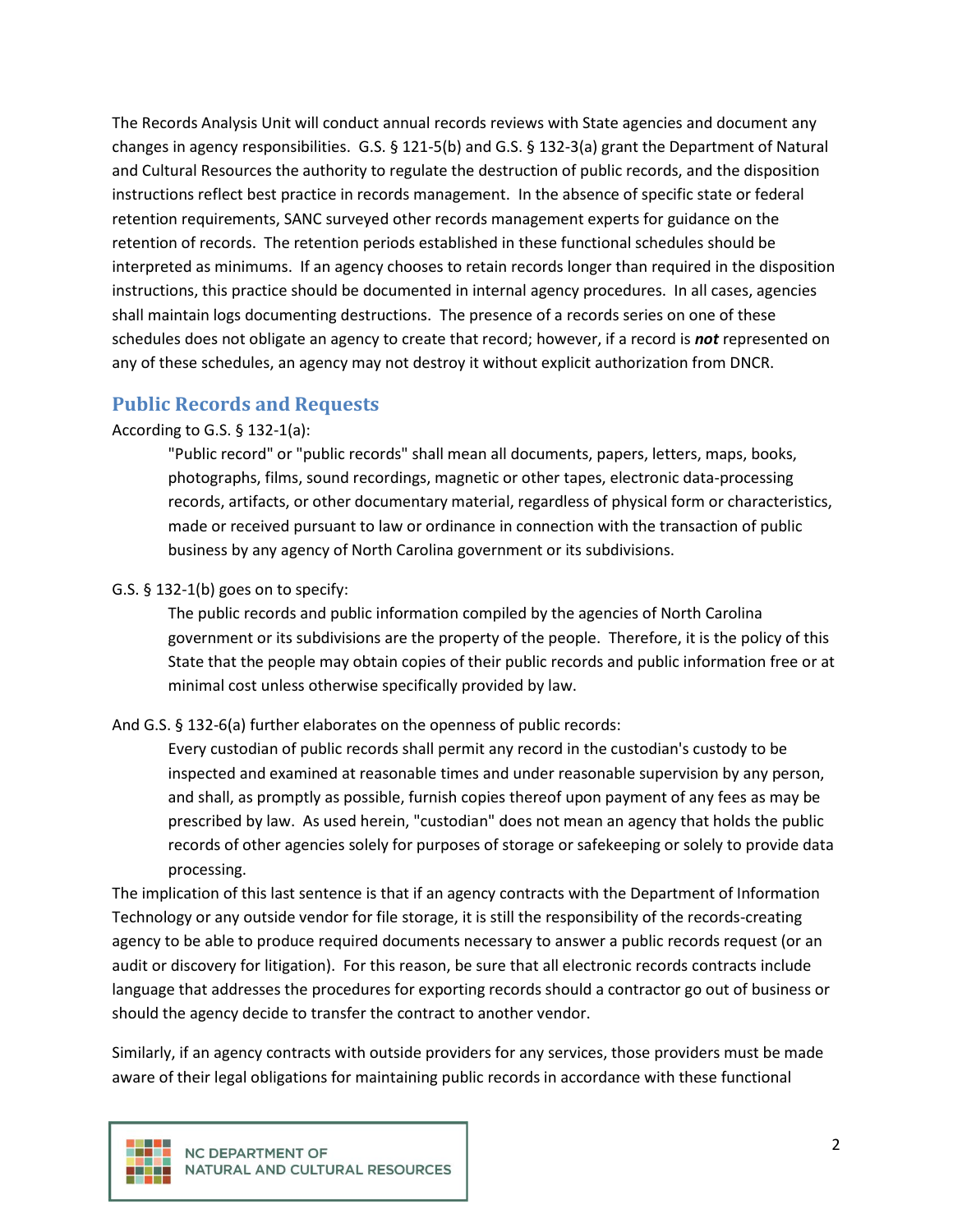The Records Analysis Unit will conduct annual records reviews with State agencies and document any changes in agency responsibilities. G.S. § 121-5(b) and G.S. § 132-3(a) grant the Department of Natural and Cultural Resources the authority to regulate the destruction of public records, and the disposition instructions reflect best practice in records management. In the absence of specific state or federal retention requirements, SANC surveyed other records management experts for guidance on the retention of records. The retention periods established in these functional schedules should be interpreted as minimums. If an agency chooses to retain records longer than required in the disposition instructions, this practice should be documented in internal agency procedures. In all cases, agencies shall maintain logs documenting destructions. The presence of a records series on one of these schedules does not obligate an agency to create that record; however, if a record is ***not*** represented on any of these schedules, an agency may not destroy it without explicit authorization from DNCR.

## Public Records and Requests

According to G.S. § 132-1(a):

> "Public record" or "public records" shall mean all documents, papers, letters, maps, books, photographs, films, sound recordings, magnetic or other tapes, electronic data-processing records, artifacts, or other documentary material, regardless of physical form or characteristics, made or received pursuant to law or ordinance in connection with the transaction of public business by any agency of North Carolina government or its subdivisions.

G.S. § 132-1(b) goes on to specify:

> The public records and public information compiled by the agencies of North Carolina government or its subdivisions are the property of the people. Therefore, it is the policy of this State that the people may obtain copies of their public records and public information free or at minimal cost unless otherwise specifically provided by law.

And G.S. § 132-6(a) further elaborates on the openness of public records:

> Every custodian of public records shall permit any record in the custodian's custody to be inspected and examined at reasonable times and under reasonable supervision by any person, and shall, as promptly as possible, furnish copies thereof upon payment of any fees as may be prescribed by law. As used herein, "custodian" does not mean an agency that holds the public records of other agencies solely for purposes of storage or safekeeping or solely to provide data processing.

The implication of this last sentence is that if an agency contracts with the Department of Information Technology or any outside vendor for file storage, it is still the responsibility of the records-creating agency to be able to produce required documents necessary to answer a public records request (or an audit or discovery for litigation). For this reason, be sure that all electronic records contracts include language that addresses the procedures for exporting records should a contractor go out of business or should the agency decide to transfer the contract to another vendor.

Similarly, if an agency contracts with outside providers for any services, those providers must be made aware of their legal obligations for maintaining public records in accordance with these functional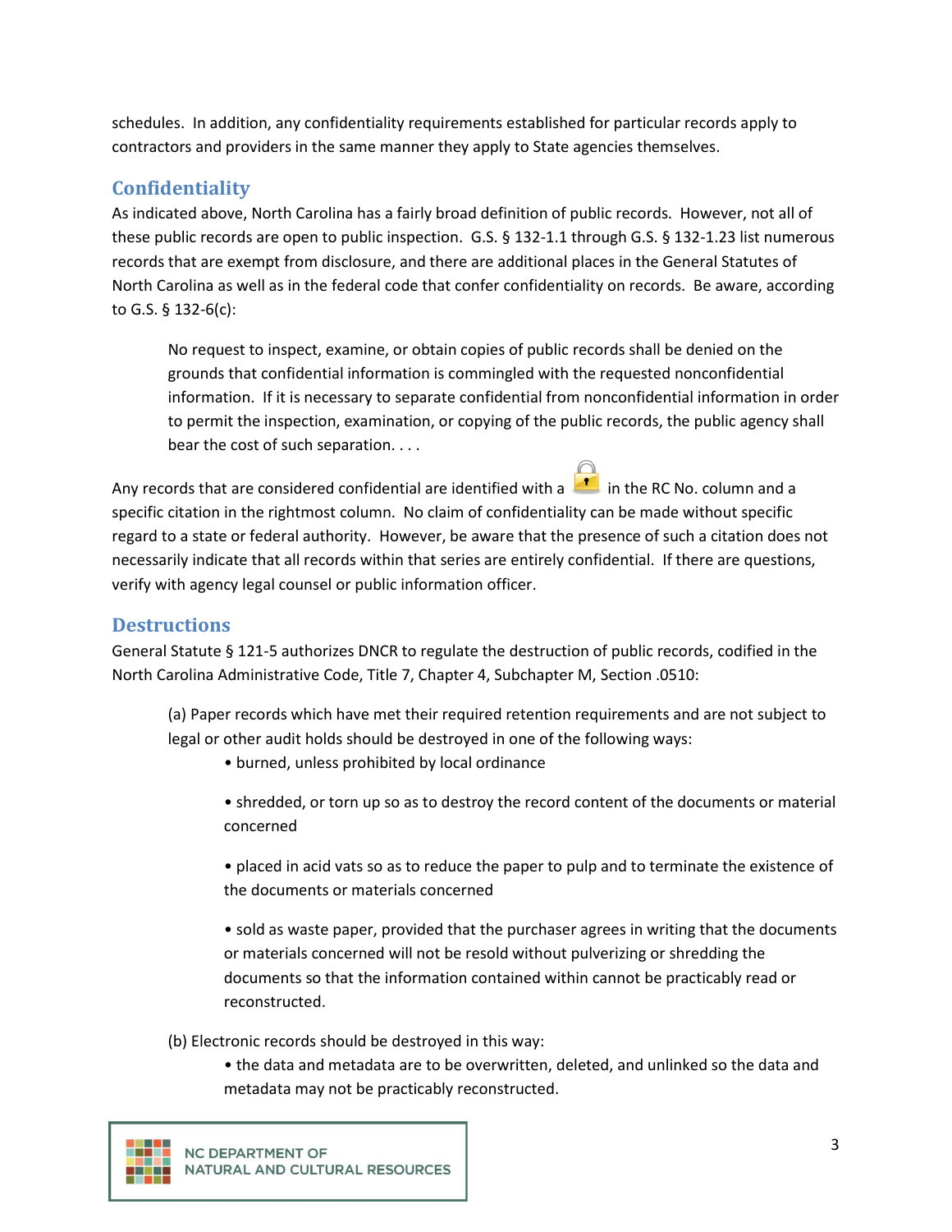schedules. In addition, any confidentiality requirements established for particular records apply to contractors and providers in the same manner they apply to State agencies themselves.

## Confidentiality

As indicated above, North Carolina has a fairly broad definition of public records. However, not all of these public records are open to public inspection. G.S. § 132-1.1 through G.S. § 132-1.23 list numerous records that are exempt from disclosure, and there are additional places in the General Statutes of North Carolina as well as in the federal code that confer confidentiality on records. Be aware, according to G.S. § 132-6(c):

> No request to inspect, examine, or obtain copies of public records shall be denied on the grounds that confidential information is commingled with the requested nonconfidential information. If it is necessary to separate confidential from nonconfidential information in order to permit the inspection, examination, or copying of the public records, the public agency shall bear the cost of such separation. . . .

Any records that are considered confidential are identified with a 🔒 in the RC No. column and a specific citation in the rightmost column. No claim of confidentiality can be made without specific regard to a state or federal authority. However, be aware that the presence of such a citation does not necessarily indicate that all records within that series are entirely confidential. If there are questions, verify with agency legal counsel or public information officer.

## Destructions

General Statute § 121-5 authorizes DNCR to regulate the destruction of public records, codified in the North Carolina Administrative Code, Title 7, Chapter 4, Subchapter M, Section .0510:

> (a) Paper records which have met their required retention requirements and are not subject to legal or other audit holds should be destroyed in one of the following ways:
>
> - burned, unless prohibited by local ordinance
> - shredded, or torn up so as to destroy the record content of the documents or material concerned
> - placed in acid vats so as to reduce the paper to pulp and to terminate the existence of the documents or materials concerned
> - sold as waste paper, provided that the purchaser agrees in writing that the documents or materials concerned will not be resold without pulverizing or shredding the documents so that the information contained within cannot be practicably read or reconstructed.
>
> (b) Electronic records should be destroyed in this way:
>
> - the data and metadata are to be overwritten, deleted, and unlinked so the data and metadata may not be practicably reconstructed.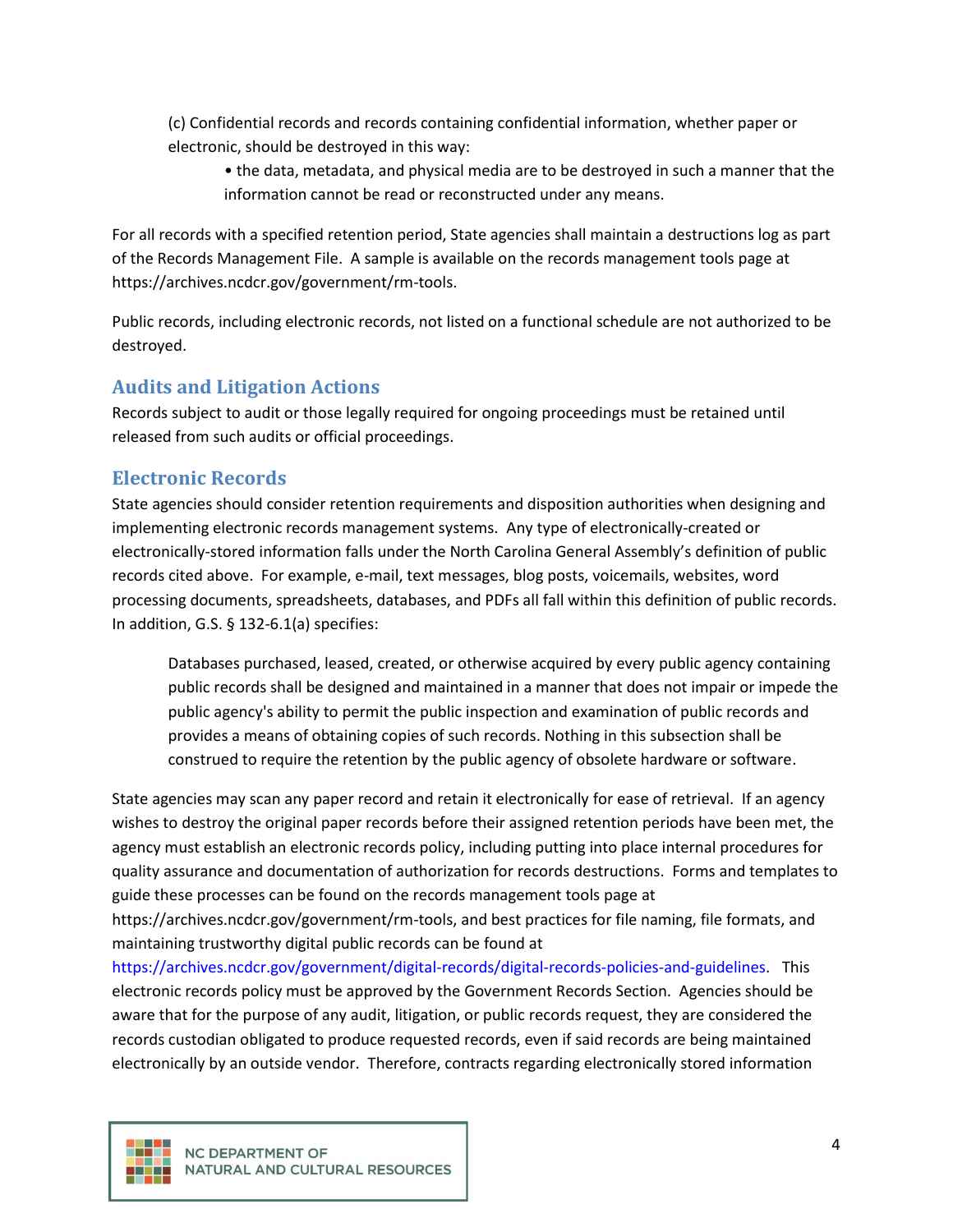(c) Confidential records and records containing confidential information, whether paper or electronic, should be destroyed in this way:

- the data, metadata, and physical media are to be destroyed in such a manner that the information cannot be read or reconstructed under any means.

For all records with a specified retention period, State agencies shall maintain a destructions log as part of the Records Management File. A sample is available on the records management tools page at https://archives.ncdcr.gov/government/rm-tools.

Public records, including electronic records, not listed on a functional schedule are not authorized to be destroyed.

## Audits and Litigation Actions

Records subject to audit or those legally required for ongoing proceedings must be retained until released from such audits or official proceedings.

## Electronic Records

State agencies should consider retention requirements and disposition authorities when designing and implementing electronic records management systems. Any type of electronically-created or electronically-stored information falls under the North Carolina General Assembly's definition of public records cited above. For example, e-mail, text messages, blog posts, voicemails, websites, word processing documents, spreadsheets, databases, and PDFs all fall within this definition of public records. In addition, G.S. § 132-6.1(a) specifies:

> Databases purchased, leased, created, or otherwise acquired by every public agency containing public records shall be designed and maintained in a manner that does not impair or impede the public agency's ability to permit the public inspection and examination of public records and provides a means of obtaining copies of such records. Nothing in this subsection shall be construed to require the retention by the public agency of obsolete hardware or software.

State agencies may scan any paper record and retain it electronically for ease of retrieval. If an agency wishes to destroy the original paper records before their assigned retention periods have been met, the agency must establish an electronic records policy, including putting into place internal procedures for quality assurance and documentation of authorization for records destructions. Forms and templates to guide these processes can be found on the records management tools page at https://archives.ncdcr.gov/government/rm-tools, and best practices for file naming, file formats, and maintaining trustworthy digital public records can be found at https://archives.ncdcr.gov/government/digital-records/digital-records-policies-and-guidelines. This electronic records policy must be approved by the Government Records Section. Agencies should be aware that for the purpose of any audit, litigation, or public records request, they are considered the records custodian obligated to produce requested records, even if said records are being maintained electronically by an outside vendor. Therefore, contracts regarding electronically stored information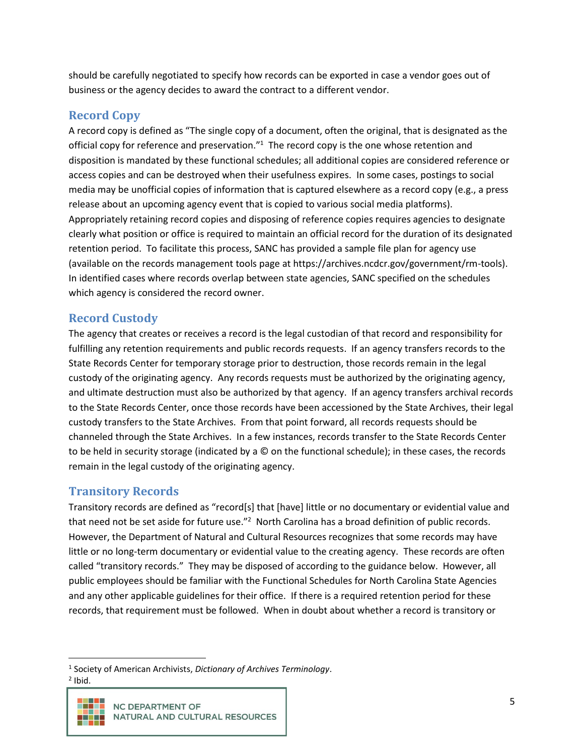should be carefully negotiated to specify how records can be exported in case a vendor goes out of business or the agency decides to award the contract to a different vendor.

## Record Copy

A record copy is defined as "The single copy of a document, often the original, that is designated as the official copy for reference and preservation."[1] The record copy is the one whose retention and disposition is mandated by these functional schedules; all additional copies are considered reference or access copies and can be destroyed when their usefulness expires. In some cases, postings to social media may be unofficial copies of information that is captured elsewhere as a record copy (e.g., a press release about an upcoming agency event that is copied to various social media platforms). Appropriately retaining record copies and disposing of reference copies requires agencies to designate clearly what position or office is required to maintain an official record for the duration of its designated retention period. To facilitate this process, SANC has provided a sample file plan for agency use (available on the records management tools page at https://archives.ncdcr.gov/government/rm-tools). In identified cases where records overlap between state agencies, SANC specified on the schedules which agency is considered the record owner.

## Record Custody

The agency that creates or receives a record is the legal custodian of that record and responsibility for fulfilling any retention requirements and public records requests. If an agency transfers records to the State Records Center for temporary storage prior to destruction, those records remain in the legal custody of the originating agency. Any records requests must be authorized by the originating agency, and ultimate destruction must also be authorized by that agency. If an agency transfers archival records to the State Records Center, once those records have been accessioned by the State Archives, their legal custody transfers to the State Archives. From that point forward, all records requests should be channeled through the State Archives. In a few instances, records transfer to the State Records Center to be held in security storage (indicated by a © on the functional schedule); in these cases, the records remain in the legal custody of the originating agency.

## Transitory Records

Transitory records are defined as "record[s] that [have] little or no documentary or evidential value and that need not be set aside for future use."[2] North Carolina has a broad definition of public records. However, the Department of Natural and Cultural Resources recognizes that some records may have little or no long-term documentary or evidential value to the creating agency. These records are often called "transitory records." They may be disposed of according to the guidance below. However, all public employees should be familiar with the Functional Schedules for North Carolina State Agencies and any other applicable guidelines for their office. If there is a required retention period for these records, that requirement must be followed. When in doubt about whether a record is transitory or

[1] Society of American Archivists, *Dictionary of Archives Terminology*.
[2] Ibid.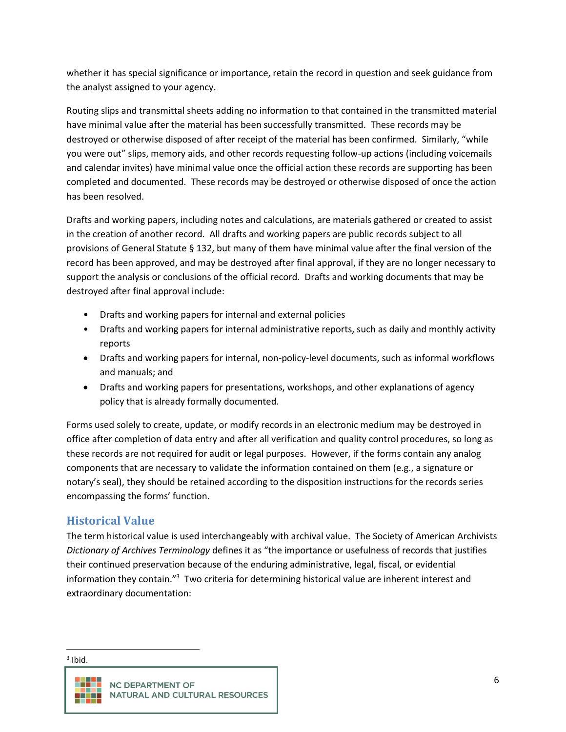whether it has special significance or importance, retain the record in question and seek guidance from the analyst assigned to your agency.

Routing slips and transmittal sheets adding no information to that contained in the transmitted material have minimal value after the material has been successfully transmitted. These records may be destroyed or otherwise disposed of after receipt of the material has been confirmed. Similarly, "while you were out" slips, memory aids, and other records requesting follow-up actions (including voicemails and calendar invites) have minimal value once the official action these records are supporting has been completed and documented. These records may be destroyed or otherwise disposed of once the action has been resolved.

Drafts and working papers, including notes and calculations, are materials gathered or created to assist in the creation of another record. All drafts and working papers are public records subject to all provisions of General Statute § 132, but many of them have minimal value after the final version of the record has been approved, and may be destroyed after final approval, if they are no longer necessary to support the analysis or conclusions of the official record. Drafts and working documents that may be destroyed after final approval include:

- Drafts and working papers for internal and external policies
- Drafts and working papers for internal administrative reports, such as daily and monthly activity reports
- Drafts and working papers for internal, non-policy-level documents, such as informal workflows and manuals; and
- Drafts and working papers for presentations, workshops, and other explanations of agency policy that is already formally documented.

Forms used solely to create, update, or modify records in an electronic medium may be destroyed in office after completion of data entry and after all verification and quality control procedures, so long as these records are not required for audit or legal purposes. However, if the forms contain any analog components that are necessary to validate the information contained on them (e.g., a signature or notary's seal), they should be retained according to the disposition instructions for the records series encompassing the forms' function.

## Historical Value

The term historical value is used interchangeably with archival value. The Society of American Archivists *Dictionary of Archives Terminology* defines it as "the importance or usefulness of records that justifies their continued preservation because of the enduring administrative, legal, fiscal, or evidential information they contain."[3] Two criteria for determining historical value are inherent interest and extraordinary documentation:

[3] Ibid.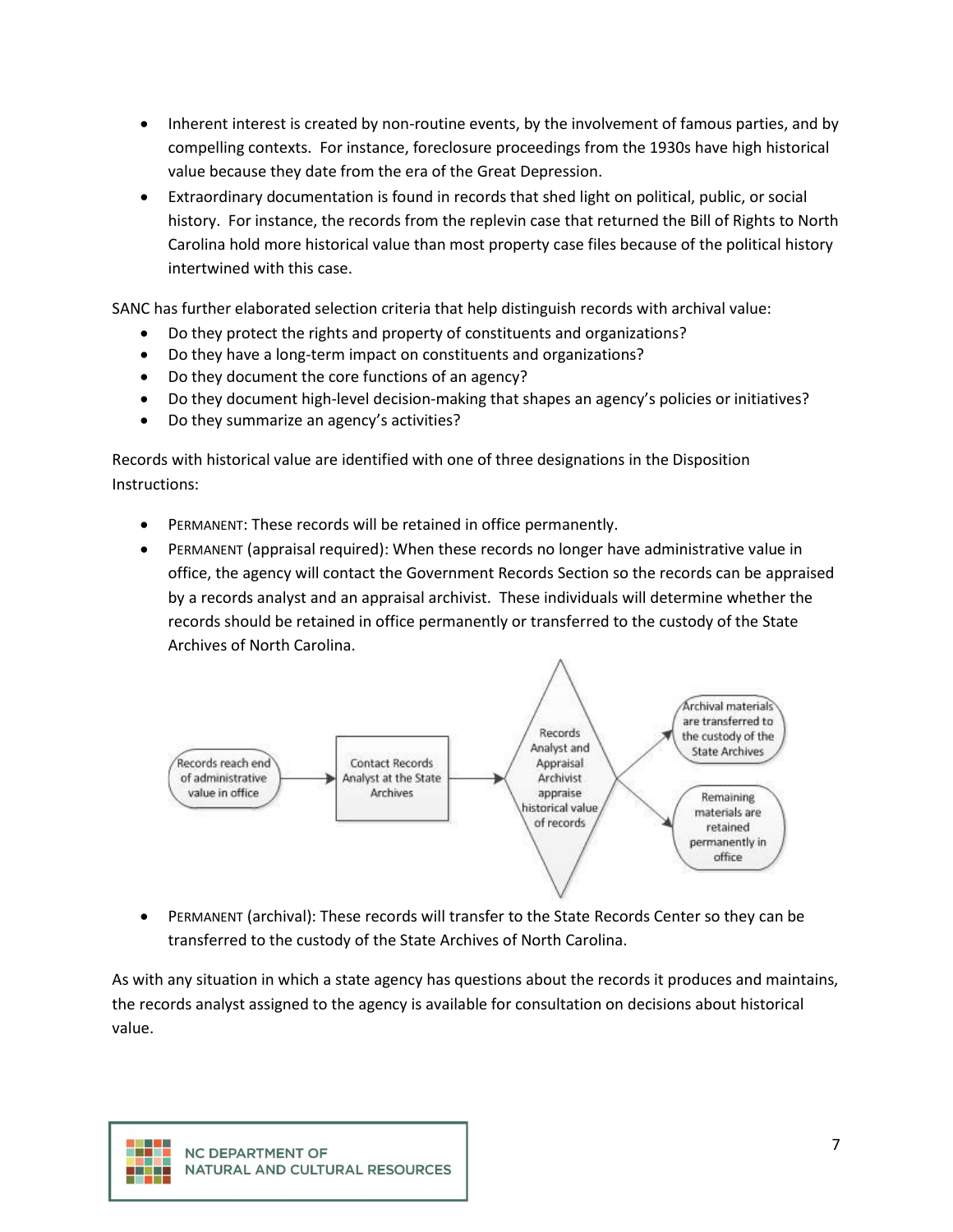- Inherent interest is created by non-routine events, by the involvement of famous parties, and by compelling contexts. For instance, foreclosure proceedings from the 1930s have high historical value because they date from the era of the Great Depression.
- Extraordinary documentation is found in records that shed light on political, public, or social history. For instance, the records from the replevin case that returned the Bill of Rights to North Carolina hold more historical value than most property case files because of the political history intertwined with this case.

SANC has further elaborated selection criteria that help distinguish records with archival value:

- Do they protect the rights and property of constituents and organizations?
- Do they have a long-term impact on constituents and organizations?
- Do they document the core functions of an agency?
- Do they document high-level decision-making that shapes an agency's policies or initiatives?
- Do they summarize an agency's activities?

Records with historical value are identified with one of three designations in the Disposition Instructions:

- PERMANENT: These records will be retained in office permanently.
- PERMANENT (appraisal required): When these records no longer have administrative value in office, the agency will contact the Government Records Section so the records can be appraised by a records analyst and an appraisal archivist. These individuals will determine whether the records should be retained in office permanently or transferred to the custody of the State Archives of North Carolina.

Records reach end of administrative value in office → Contact Records Analyst at the State Archives → Records Analyst and Appraisal Archivist appraise historical value of records → Archival materials are transferred to the custody of the State Archives / Remaining materials are retained permanently in office

- PERMANENT (archival): These records will transfer to the State Records Center so they can be transferred to the custody of the State Archives of North Carolina.

As with any situation in which a state agency has questions about the records it produces and maintains, the records analyst assigned to the agency is available for consultation on decisions about historical value.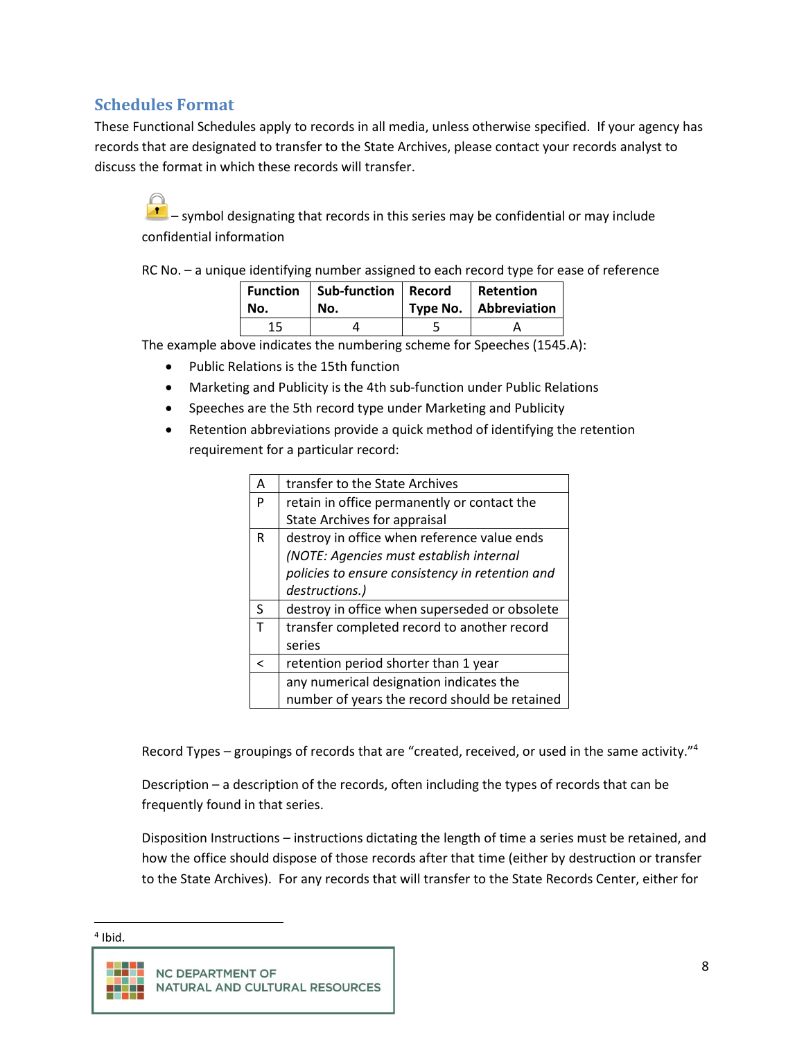## Schedules Format

These Functional Schedules apply to records in all media, unless otherwise specified. If your agency has records that are designated to transfer to the State Archives, please contact your records analyst to discuss the format in which these records will transfer.

– symbol designating that records in this series may be confidential or may include confidential information

RC No. – a unique identifying number assigned to each record type for ease of reference

| Function No. | Sub-function No. | Record Type No. | Retention Abbreviation |
|---|---|---|---|
| 15 | 4 | 5 | A |

The example above indicates the numbering scheme for Speeches (1545.A):

- Public Relations is the 15th function
- Marketing and Publicity is the 4th sub-function under Public Relations
- Speeches are the 5th record type under Marketing and Publicity
- Retention abbreviations provide a quick method of identifying the retention requirement for a particular record:

| | |
|---|---|
| A | transfer to the State Archives |
| P | retain in office permanently or contact the State Archives for appraisal |
| R | destroy in office when reference value ends *(NOTE: Agencies must establish internal policies to ensure consistency in retention and destructions.)* |
| S | destroy in office when superseded or obsolete |
| T | transfer completed record to another record series |
| < | retention period shorter than 1 year |
| | any numerical designation indicates the number of years the record should be retained |

Record Types – groupings of records that are "created, received, or used in the same activity."[4]

Description – a description of the records, often including the types of records that can be frequently found in that series.

Disposition Instructions – instructions dictating the length of time a series must be retained, and how the office should dispose of those records after that time (either by destruction or transfer to the State Archives). For any records that will transfer to the State Records Center, either for

[4] Ibid.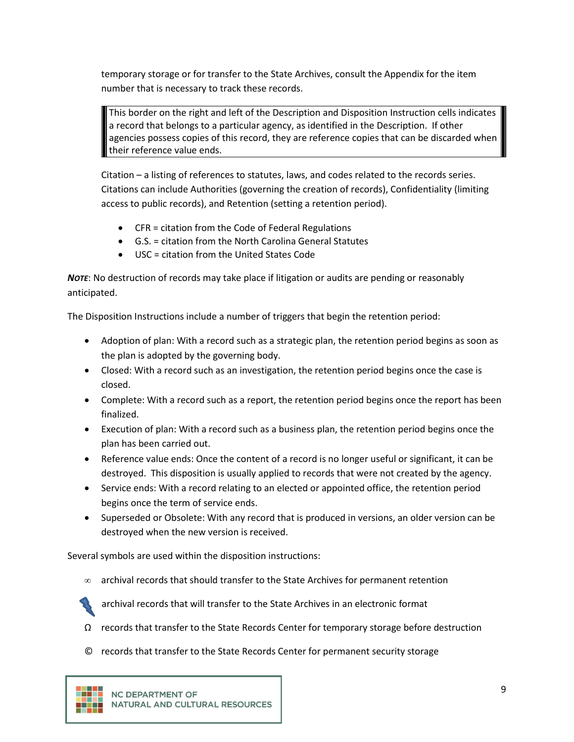temporary storage or for transfer to the State Archives, consult the Appendix for the item number that is necessary to track these records.

> This border on the right and left of the Description and Disposition Instruction cells indicates a record that belongs to a particular agency, as identified in the Description. If other agencies possess copies of this record, they are reference copies that can be discarded when their reference value ends.

Citation – a listing of references to statutes, laws, and codes related to the records series. Citations can include Authorities (governing the creation of records), Confidentiality (limiting access to public records), and Retention (setting a retention period).

- CFR = citation from the Code of Federal Regulations
- G.S. = citation from the North Carolina General Statutes
- USC = citation from the United States Code

***NOTE***: No destruction of records may take place if litigation or audits are pending or reasonably anticipated.

The Disposition Instructions include a number of triggers that begin the retention period:

- Adoption of plan: With a record such as a strategic plan, the retention period begins as soon as the plan is adopted by the governing body.
- Closed: With a record such as an investigation, the retention period begins once the case is closed.
- Complete: With a record such as a report, the retention period begins once the report has been finalized.
- Execution of plan: With a record such as a business plan, the retention period begins once the plan has been carried out.
- Reference value ends: Once the content of a record is no longer useful or significant, it can be destroyed. This disposition is usually applied to records that were not created by the agency.
- Service ends: With a record relating to an elected or appointed office, the retention period begins once the term of service ends.
- Superseded or Obsolete: With any record that is produced in versions, an older version can be destroyed when the new version is received.

Several symbols are used within the disposition instructions:

∞ archival records that should transfer to the State Archives for permanent retention

archival records that will transfer to the State Archives in an electronic format

Ω records that transfer to the State Records Center for temporary storage before destruction

© records that transfer to the State Records Center for permanent security storage